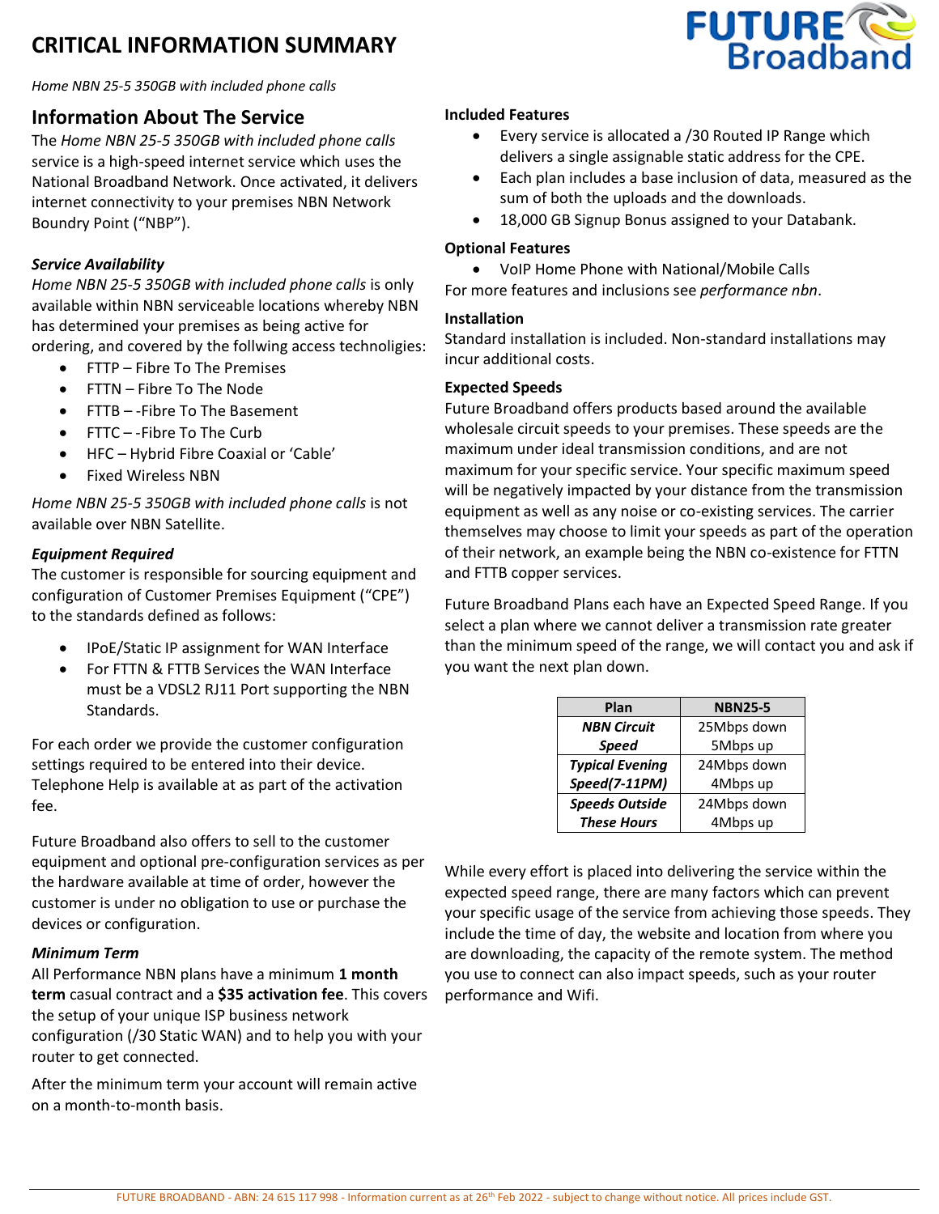# CRITICAL INFORMATION SUMMARY

*Home NBN 25-5 350GB with included phone calls*

## Information About The Service

The *Home NBN 25-5 350GB with included phone calls* service is a high-speed internet service which uses the National Broadband Network. Once activated, it delivers internet connectivity to your premises NBN Network Boundry Point ("NBP").

### *Service Availability*

*Home NBN 25-5 350GB with included phone calls* is only available within NBN serviceable locations whereby NBN has determined your premises as being active for ordering, and covered by the follwing access technologies:

- FTTP – Fibre To The Premises
- FTTN – Fibre To The Node
- FTTB – -Fibre To The Basement
- FTTC – -Fibre To The Curb
- HFC – Hybrid Fibre Coaxial or 'Cable'
- Fixed Wireless NBN

*Home NBN 25-5 350GB with included phone calls* is not available over NBN Satellite.

### *Equipment Required*

The customer is responsible for sourcing equipment and configuration of Customer Premises Equipment ("CPE") to the standards defined as follows:

- IPoE/Static IP assignment for WAN Interface
- For FTTN & FTTB Services the WAN Interface must be a VDSL2 RJ11 Port supporting the NBN Standards.

For each order we provide the customer configuration settings required to be entered into their device. Telephone Help is available at as part of the activation fee.

Future Broadband also offers to sell to the customer equipment and optional pre-configuration services as per the hardware available at time of order, however the customer is under no obligation to use or purchase the devices or configuration.

### *Minimum Term*

All Performance NBN plans have a minimum **1 month term** casual contract and a **$35 activation fee**. This covers the setup of your unique ISP business network configuration (/30 Static WAN) and to help you with your router to get connected.

After the minimum term your account will remain active on a month-to-month basis.

### Included Features

- Every service is allocated a /30 Routed IP Range which delivers a single assignable static address for the CPE.
- Each plan includes a base inclusion of data, measured as the sum of both the uploads and the downloads.
- 18,000 GB Signup Bonus assigned to your Databank.

### Optional Features

- VoIP Home Phone with National/Mobile Calls

For more features and inclusions see *performance nbn*.

### Installation

Standard installation is included. Non-standard installations may incur additional costs.

### Expected Speeds

Future Broadband offers products based around the available wholesale circuit speeds to your premises. These speeds are the maximum under ideal transmission conditions, and are not maximum for your specific service. Your specific maximum speed will be negatively impacted by your distance from the transmission equipment as well as any noise or co-existing services. The carrier themselves may choose to limit your speeds as part of the operation of their network, an example being the NBN co-existence for FTTN and FTTB copper services.

Future Broadband Plans each have an Expected Speed Range. If you select a plan where we cannot deliver a transmission rate greater than the minimum speed of the range, we will contact you and ask if you want the next plan down.

| Plan | NBN25-5 |
|---|---|
| ***NBN Circuit Speed*** | 25Mbps down 5Mbps up |
| ***Typical Evening Speed(7-11PM)*** | 24Mbps down 4Mbps up |
| ***Speeds Outside These Hours*** | 24Mbps down 4Mbps up |

While every effort is placed into delivering the service within the expected speed range, there are many factors which can prevent your specific usage of the service from achieving those speeds. They include the time of day, the website and location from where you are downloading, the capacity of the remote system. The method you use to connect can also impact speeds, such as your router performance and Wifi.

FUTURE BROADBAND - ABN: 24 615 117 998 - Information current as at 26th Feb 2022 - subject to change without notice. All prices include GST.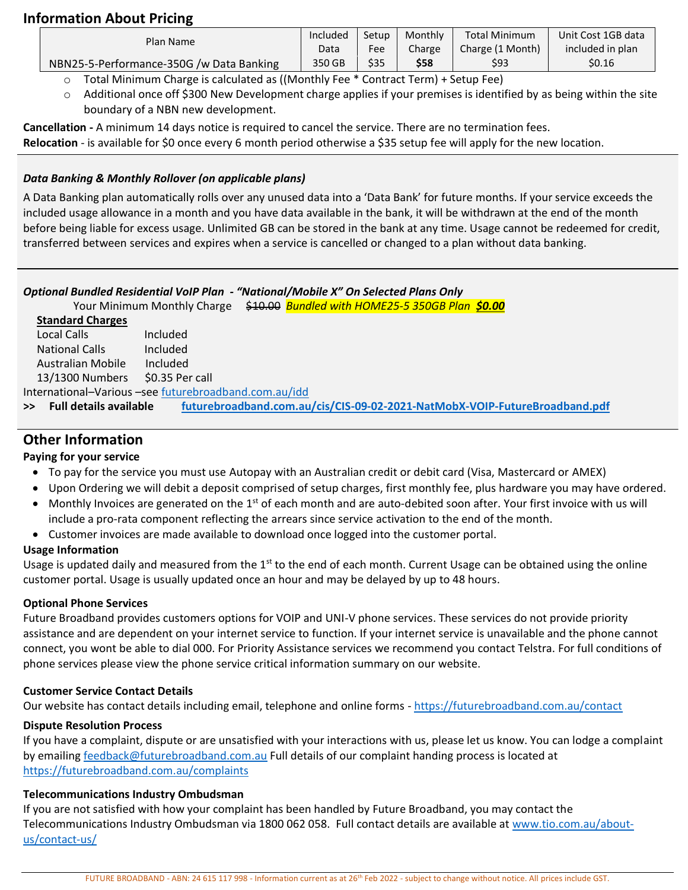## Information About Pricing

| Plan Name | Included Data | Setup Fee | Monthly Charge | Total Minimum Charge (1 Month) | Unit Cost 1GB data included in plan |
|---|---|---|---|---|---|
| NBN25-5-Performance-350G /w Data Banking | 350 GB | $35 | **$58** | $93 | $0.16 |

- Total Minimum Charge is calculated as ((Monthly Fee * Contract Term) + Setup Fee)
- Additional once off $300 New Development charge applies if your premises is identified by as being within the site boundary of a NBN new development.

**Cancellation -** A minimum 14 days notice is required to cancel the service. There are no termination fees.
**Relocation** - is available for $0 once every 6 month period otherwise a $35 setup fee will apply for the new location.

### *Data Banking & Monthly Rollover (on applicable plans)*

A Data Banking plan automatically rolls over any unused data into a 'Data Bank' for future months. If your service exceeds the included usage allowance in a month and you have data available in the bank, it will be withdrawn at the end of the month before being liable for excess usage. Unlimited GB can be stored in the bank at any time. Usage cannot be redeemed for credit, transferred between services and expires when a service is cancelled or changed to a plan without data banking.

### *Optional Bundled Residential VoIP Plan - "National/Mobile X" On Selected Plans Only*

Your Minimum Monthly Charge ~~$10.00~~ ***Bundled with HOME25-5 350GB Plan $0.00***

**Standard Charges**

| | |
|---|---|
| Local Calls | Included |
| National Calls | Included |
| Australian Mobile | Included |
| 13/1300 Numbers | $0.35 Per call |

International–Various –see futurebroadband.com.au/idd

**>> Full details available** **futurebroadband.com.au/cis/CIS-09-02-2021-NatMobX-VOIP-FutureBroadband.pdf**

## Other Information

### Paying for your service

- To pay for the service you must use Autopay with an Australian credit or debit card (Visa, Mastercard or AMEX)
- Upon Ordering we will debit a deposit comprised of setup charges, first monthly fee, plus hardware you may have ordered.
- Monthly Invoices are generated on the 1st of each month and are auto-debited soon after. Your first invoice with us will include a pro-rata component reflecting the arrears since service activation to the end of the month.
- Customer invoices are made available to download once logged into the customer portal.

### Usage Information

Usage is updated daily and measured from the 1st to the end of each month. Current Usage can be obtained using the online customer portal. Usage is usually updated once an hour and may be delayed by up to 48 hours.

### Optional Phone Services

Future Broadband provides customers options for VOIP and UNI-V phone services. These services do not provide priority assistance and are dependent on your internet service to function. If your internet service is unavailable and the phone cannot connect, you wont be able to dial 000. For Priority Assistance services we recommend you contact Telstra. For full conditions of phone services please view the phone service critical information summary on our website.

### Customer Service Contact Details

Our website has contact details including email, telephone and online forms - https://futurebroadband.com.au/contact

### Dispute Resolution Process

If you have a complaint, dispute or are unsatisfied with your interactions with us, please let us know. You can lodge a complaint by emailing feedback@futurebroadband.com.au Full details of our complaint handing process is located at https://futurebroadband.com.au/complaints

### Telecommunications Industry Ombudsman

If you are not satisfied with how your complaint has been handled by Future Broadband, you may contact the Telecommunications Industry Ombudsman via 1800 062 058. Full contact details are available at www.tio.com.au/about-us/contact-us/

FUTURE BROADBAND - ABN: 24 615 117 998 - Information current as at 26th Feb 2022 - subject to change without notice. All prices include GST.